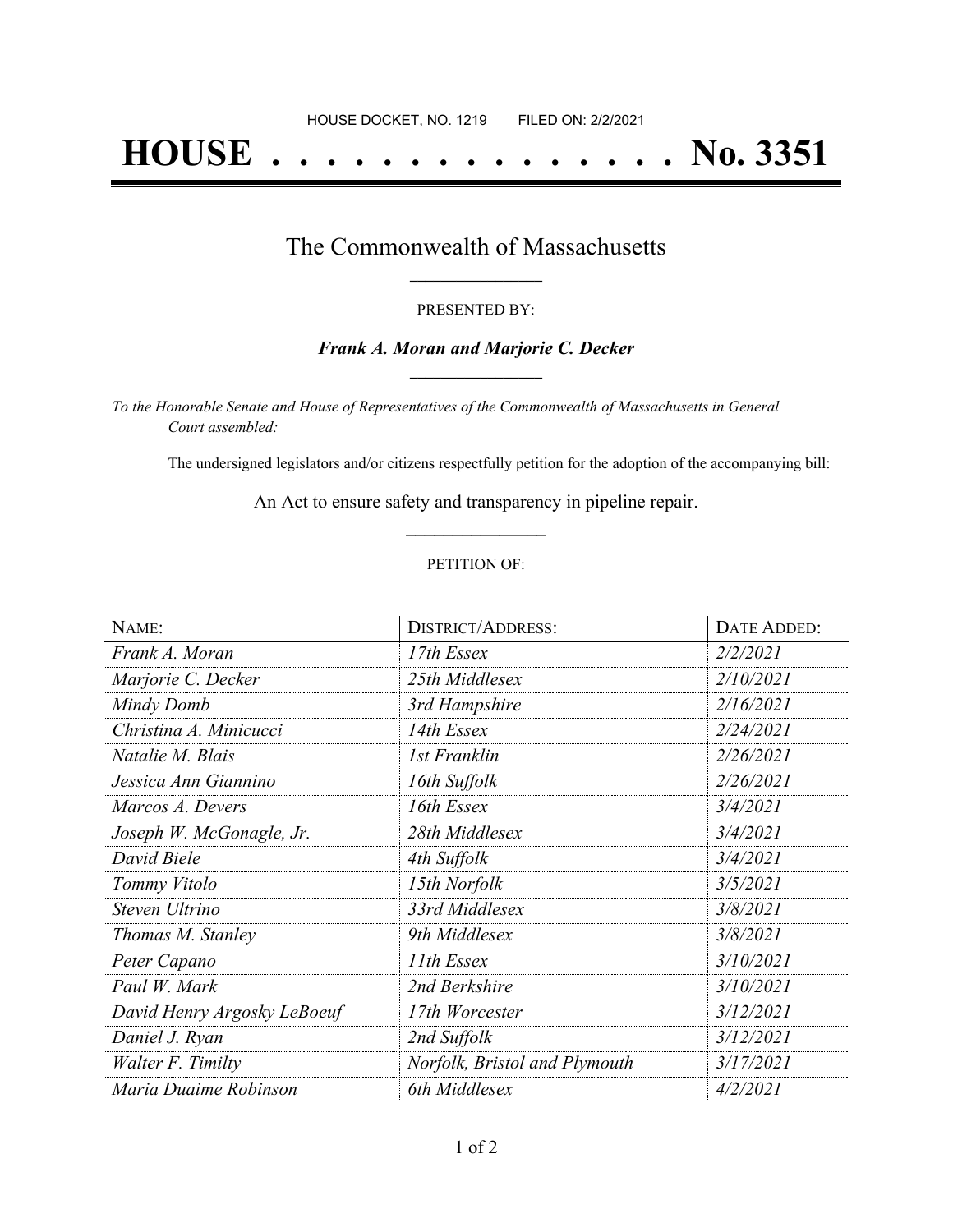HOUSE DOCKET, NO. 1219 FILED ON: 2/2/2021

# HOUSE . . . . . . . . . . . . . . . No. 3351

## The Commonwealth of Massachusetts

PRESENTED BY:

***Frank A. Moran and Marjorie C. Decker***

*To the Honorable Senate and House of Representatives of the Commonwealth of Massachusetts in General Court assembled:*

The undersigned legislators and/or citizens respectfully petition for the adoption of the accompanying bill:

An Act to ensure safety and transparency in pipeline repair.

PETITION OF:

| NAME: | DISTRICT/ADDRESS: | DATE ADDED: |
|---|---|---|
| *Frank A. Moran* | *17th Essex* | *2/2/2021* |
| *Marjorie C. Decker* | *25th Middlesex* | *2/10/2021* |
| *Mindy Domb* | *3rd Hampshire* | *2/16/2021* |
| *Christina A. Minicucci* | *14th Essex* | *2/24/2021* |
| *Natalie M. Blais* | *1st Franklin* | *2/26/2021* |
| *Jessica Ann Giannino* | *16th Suffolk* | *2/26/2021* |
| *Marcos A. Devers* | *16th Essex* | *3/4/2021* |
| *Joseph W. McGonagle, Jr.* | *28th Middlesex* | *3/4/2021* |
| *David Biele* | *4th Suffolk* | *3/4/2021* |
| *Tommy Vitolo* | *15th Norfolk* | *3/5/2021* |
| *Steven Ultrino* | *33rd Middlesex* | *3/8/2021* |
| *Thomas M. Stanley* | *9th Middlesex* | *3/8/2021* |
| *Peter Capano* | *11th Essex* | *3/10/2021* |
| *Paul W. Mark* | *2nd Berkshire* | *3/10/2021* |
| *David Henry Argosky LeBoeuf* | *17th Worcester* | *3/12/2021* |
| *Daniel J. Ryan* | *2nd Suffolk* | *3/12/2021* |
| *Walter F. Timilty* | *Norfolk, Bristol and Plymouth* | *3/17/2021* |
| *Maria Duaime Robinson* | *6th Middlesex* | *4/2/2021* |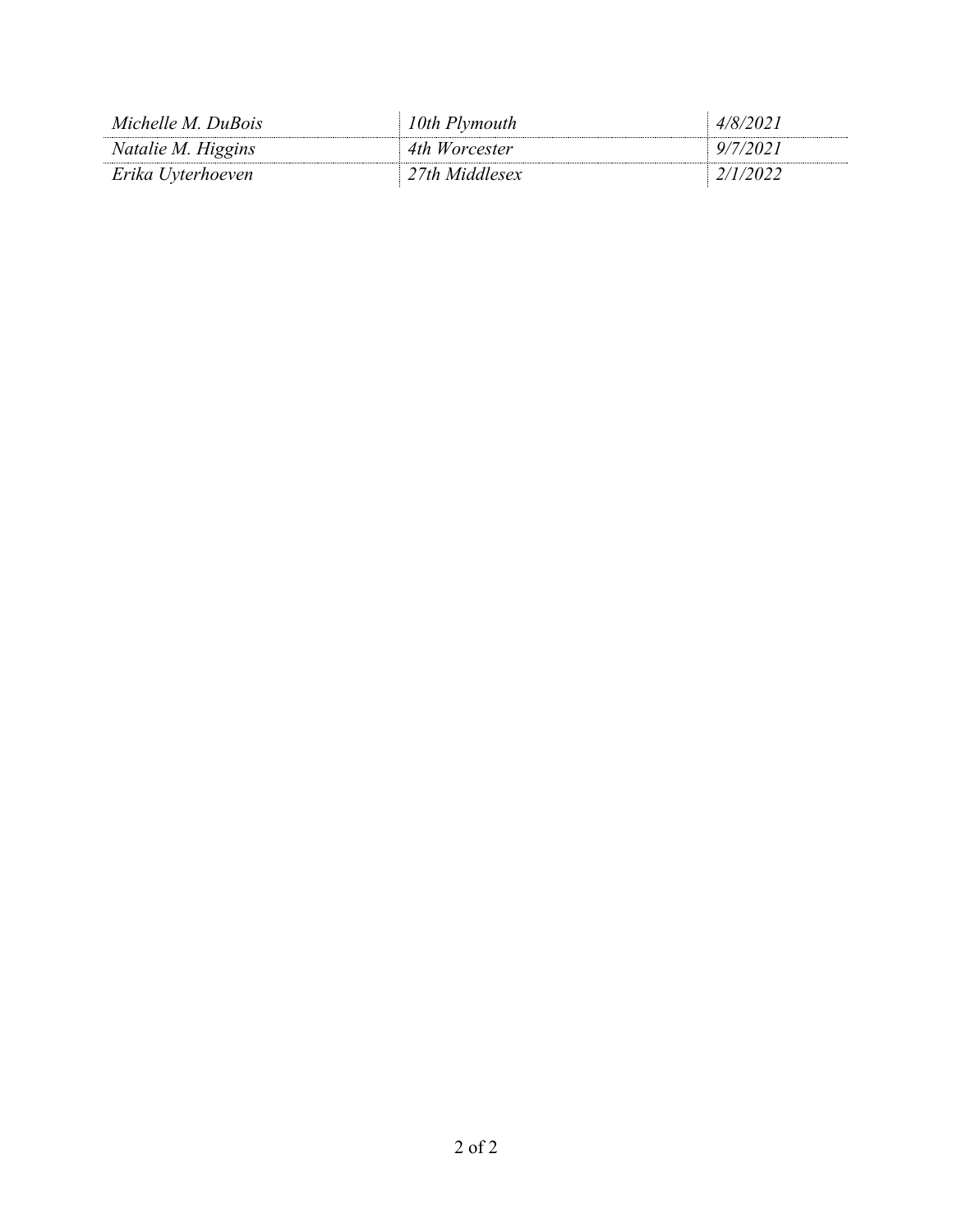| | | |
|---|---|---|
| *Michelle M. DuBois* | *10th Plymouth* | *4/8/2021* |
| *Natalie M. Higgins* | *4th Worcester* | *9/7/2021* |
| *Erika Uyterhoeven* | *27th Middlesex* | *2/1/2022* |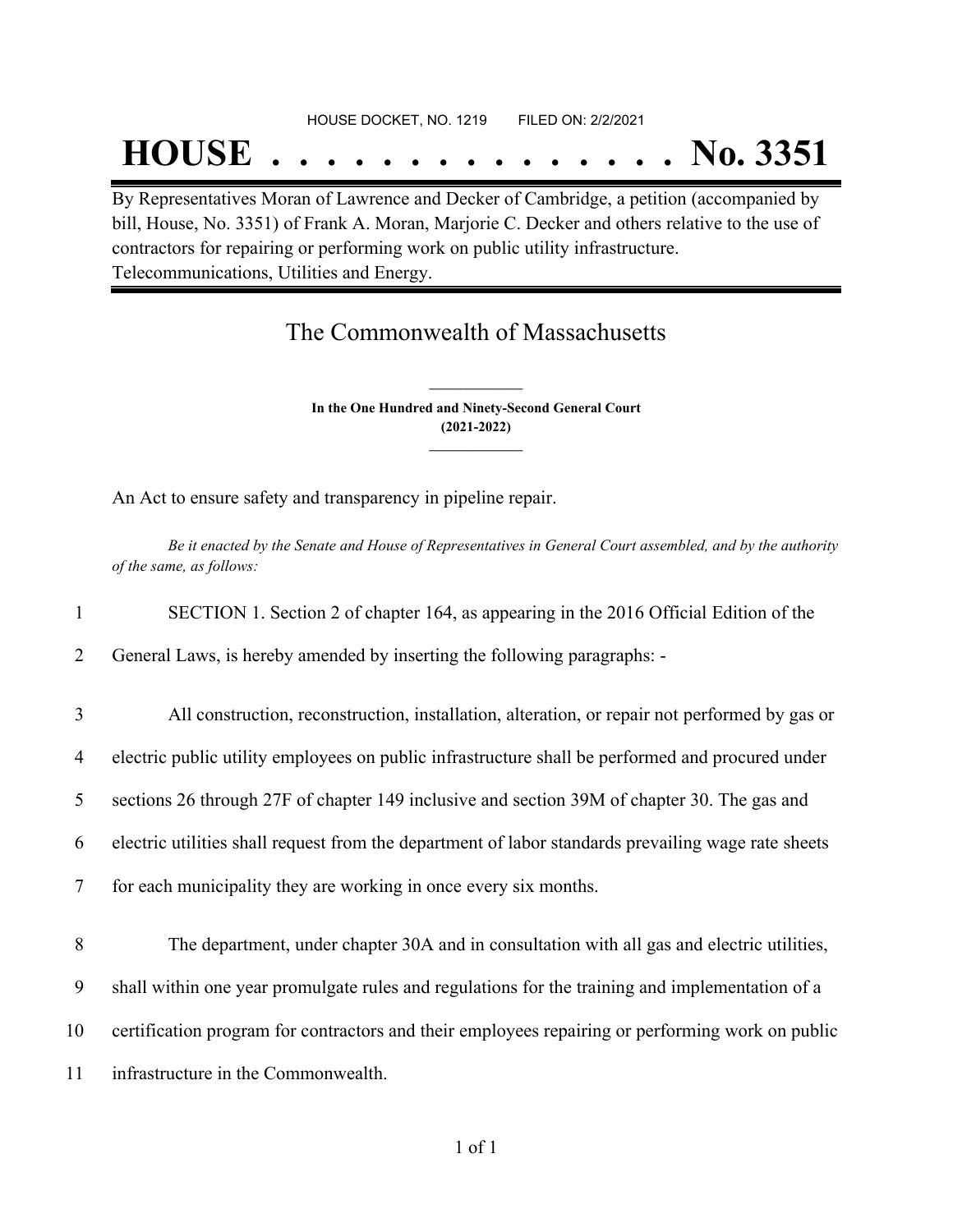HOUSE DOCKET, NO. 1219        FILED ON: 2/2/2021

# HOUSE . . . . . . . . . . . . . . . No. 3351

By Representatives Moran of Lawrence and Decker of Cambridge, a petition (accompanied by bill, House, No. 3351) of Frank A. Moran, Marjorie C. Decker and others relative to the use of contractors for repairing or performing work on public utility infrastructure. Telecommunications, Utilities and Energy.

## The Commonwealth of Massachusetts

**In the One Hundred and Ninety-Second General Court**
**(2021-2022)**

An Act to ensure safety and transparency in pipeline repair.

*Be it enacted by the Senate and House of Representatives in General Court assembled, and by the authority of the same, as follows:*

1 SECTION 1. Section 2 of chapter 164, as appearing in the 2016 Official Edition of the
2 General Laws, is hereby amended by inserting the following paragraphs: -

3 All construction, reconstruction, installation, alteration, or repair not performed by gas or
4 electric public utility employees on public infrastructure shall be performed and procured under
5 sections 26 through 27F of chapter 149 inclusive and section 39M of chapter 30. The gas and
6 electric utilities shall request from the department of labor standards prevailing wage rate sheets
7 for each municipality they are working in once every six months.

8 The department, under chapter 30A and in consultation with all gas and electric utilities,
9 shall within one year promulgate rules and regulations for the training and implementation of a
10 certification program for contractors and their employees repairing or performing work on public
11 infrastructure in the Commonwealth.